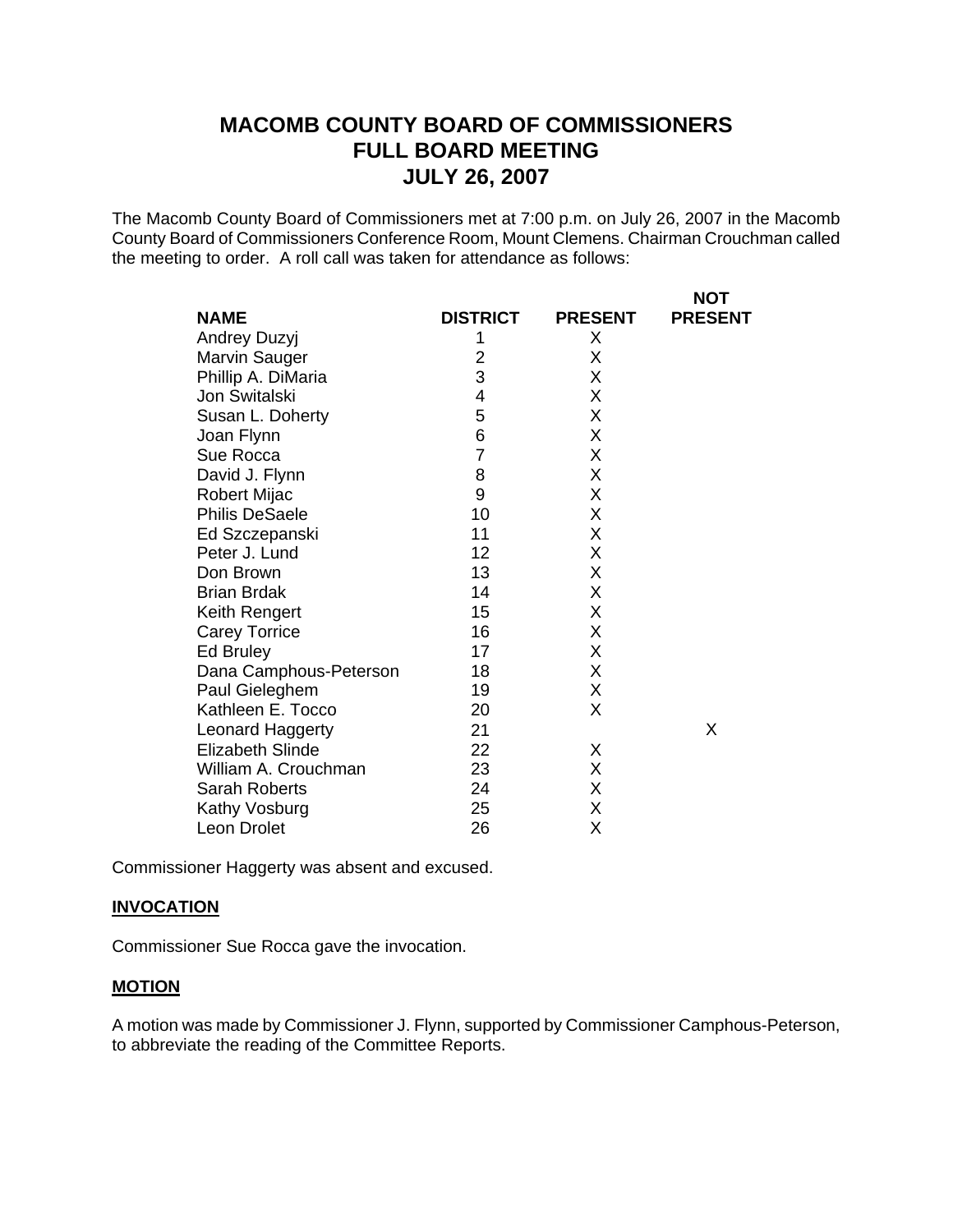# MACOMB COUNTY BOARD OF COMMISSIONERS
# FULL BOARD MEETING
# JULY 26, 2007

The Macomb County Board of Commissioners met at 7:00 p.m. on July 26, 2007 in the Macomb County Board of Commissioners Conference Room, Mount Clemens. Chairman Crouchman called the meeting to order. A roll call was taken for attendance as follows:

| NAME | DISTRICT | PRESENT | NOT PRESENT |
|---|---|---|---|
| Andrey Duzyj | 1 | X | |
| Marvin Sauger | 2 | X | |
| Phillip A. DiMaria | 3 | X | |
| Jon Switalski | 4 | X | |
| Susan L. Doherty | 5 | X | |
| Joan Flynn | 6 | X | |
| Sue Rocca | 7 | X | |
| David J. Flynn | 8 | X | |
| Robert Mijac | 9 | X | |
| Philis DeSaele | 10 | X | |
| Ed Szczepanski | 11 | X | |
| Peter J. Lund | 12 | X | |
| Don Brown | 13 | X | |
| Brian Brdak | 14 | X | |
| Keith Rengert | 15 | X | |
| Carey Torrice | 16 | X | |
| Ed Bruley | 17 | X | |
| Dana Camphous-Peterson | 18 | X | |
| Paul Gieleghem | 19 | X | |
| Kathleen E. Tocco | 20 | X | |
| Leonard Haggerty | 21 | | X |
| Elizabeth Slinde | 22 | X | |
| William A. Crouchman | 23 | X | |
| Sarah Roberts | 24 | X | |
| Kathy Vosburg | 25 | X | |
| Leon Drolet | 26 | X | |

Commissioner Haggerty was absent and excused.

**INVOCATION**

Commissioner Sue Rocca gave the invocation.

**MOTION**

A motion was made by Commissioner J. Flynn, supported by Commissioner Camphous-Peterson, to abbreviate the reading of the Committee Reports.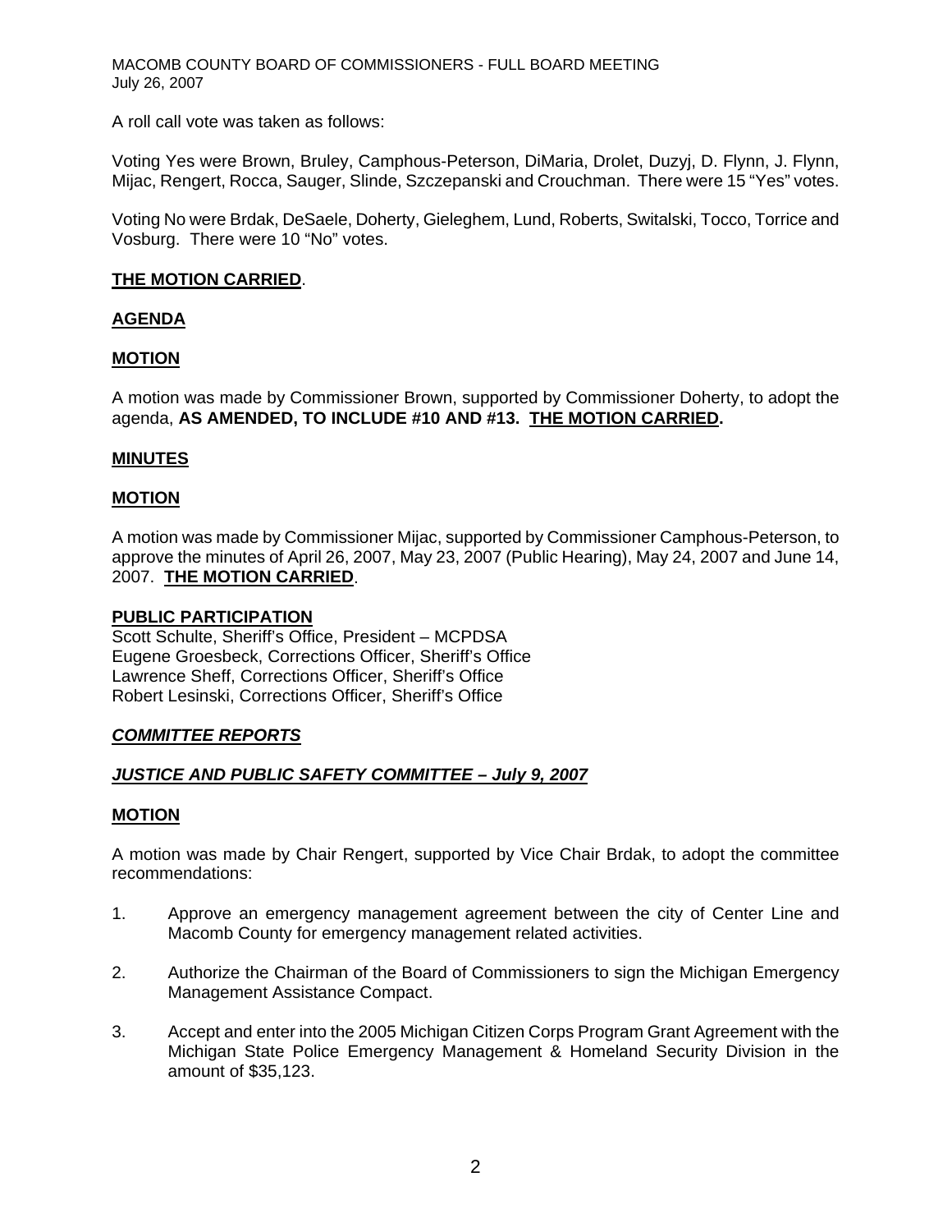A roll call vote was taken as follows:

Voting Yes were Brown, Bruley, Camphous-Peterson, DiMaria, Drolet, Duzyj, D. Flynn, J. Flynn, Mijac, Rengert, Rocca, Sauger, Slinde, Szczepanski and Crouchman. There were 15 "Yes" votes.

Voting No were Brdak, DeSaele, Doherty, Gieleghem, Lund, Roberts, Switalski, Tocco, Torrice and Vosburg. There were 10 "No" votes.

**THE MOTION CARRIED**.

**AGENDA**

**MOTION**

A motion was made by Commissioner Brown, supported by Commissioner Doherty, to adopt the agenda, **AS AMENDED, TO INCLUDE #10 AND #13. THE MOTION CARRIED.**

**MINUTES**

**MOTION**

A motion was made by Commissioner Mijac, supported by Commissioner Camphous-Peterson, to approve the minutes of April 26, 2007, May 23, 2007 (Public Hearing), May 24, 2007 and June 14, 2007. **THE MOTION CARRIED**.

**PUBLIC PARTICIPATION**

Scott Schulte, Sheriff's Office, President – MCPDSA
Eugene Groesbeck, Corrections Officer, Sheriff's Office
Lawrence Sheff, Corrections Officer, Sheriff's Office
Robert Lesinski, Corrections Officer, Sheriff's Office

***COMMITTEE REPORTS***

***JUSTICE AND PUBLIC SAFETY COMMITTEE – July 9, 2007***

**MOTION**

A motion was made by Chair Rengert, supported by Vice Chair Brdak, to adopt the committee recommendations:

1. Approve an emergency management agreement between the city of Center Line and Macomb County for emergency management related activities.

2. Authorize the Chairman of the Board of Commissioners to sign the Michigan Emergency Management Assistance Compact.

3. Accept and enter into the 2005 Michigan Citizen Corps Program Grant Agreement with the Michigan State Police Emergency Management & Homeland Security Division in the amount of $35,123.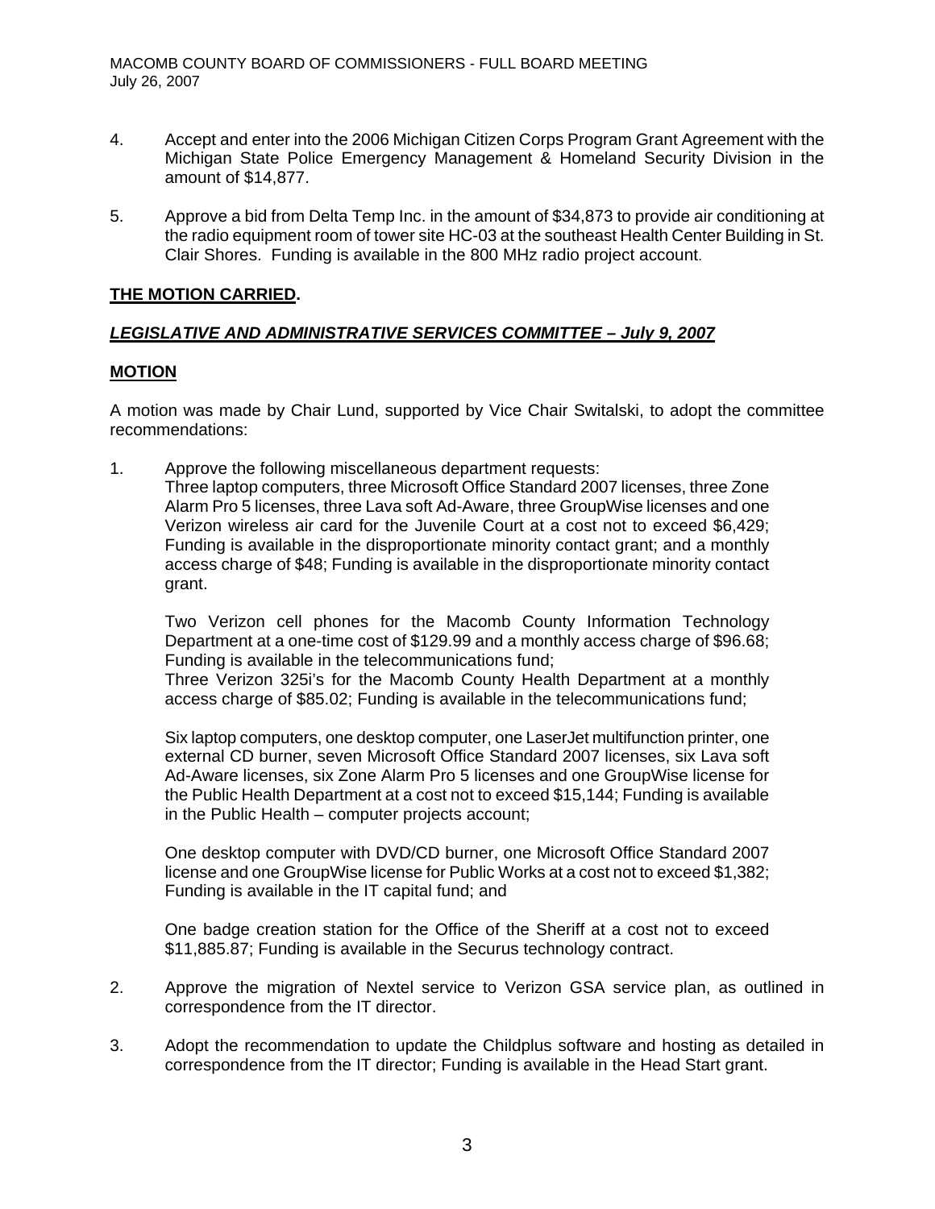4. Accept and enter into the 2006 Michigan Citizen Corps Program Grant Agreement with the Michigan State Police Emergency Management & Homeland Security Division in the amount of $14,877.

5. Approve a bid from Delta Temp Inc. in the amount of $34,873 to provide air conditioning at the radio equipment room of tower site HC-03 at the southeast Health Center Building in St. Clair Shores. Funding is available in the 800 MHz radio project account.

**THE MOTION CARRIED.**

***LEGISLATIVE AND ADMINISTRATIVE SERVICES COMMITTEE – July 9, 2007***

**MOTION**

A motion was made by Chair Lund, supported by Vice Chair Switalski, to adopt the committee recommendations:

1. Approve the following miscellaneous department requests:
   Three laptop computers, three Microsoft Office Standard 2007 licenses, three Zone Alarm Pro 5 licenses, three Lava soft Ad-Aware, three GroupWise licenses and one Verizon wireless air card for the Juvenile Court at a cost not to exceed $6,429; Funding is available in the disproportionate minority contact grant; and a monthly access charge of $48; Funding is available in the disproportionate minority contact grant.

   Two Verizon cell phones for the Macomb County Information Technology Department at a one-time cost of $129.99 and a monthly access charge of $96.68; Funding is available in the telecommunications fund;
   Three Verizon 325i's for the Macomb County Health Department at a monthly access charge of $85.02; Funding is available in the telecommunications fund;

   Six laptop computers, one desktop computer, one LaserJet multifunction printer, one external CD burner, seven Microsoft Office Standard 2007 licenses, six Lava soft Ad-Aware licenses, six Zone Alarm Pro 5 licenses and one GroupWise license for the Public Health Department at a cost not to exceed $15,144; Funding is available in the Public Health – computer projects account;

   One desktop computer with DVD/CD burner, one Microsoft Office Standard 2007 license and one GroupWise license for Public Works at a cost not to exceed $1,382; Funding is available in the IT capital fund; and

   One badge creation station for the Office of the Sheriff at a cost not to exceed $11,885.87; Funding is available in the Securus technology contract.

2. Approve the migration of Nextel service to Verizon GSA service plan, as outlined in correspondence from the IT director.

3. Adopt the recommendation to update the Childplus software and hosting as detailed in correspondence from the IT director; Funding is available in the Head Start grant.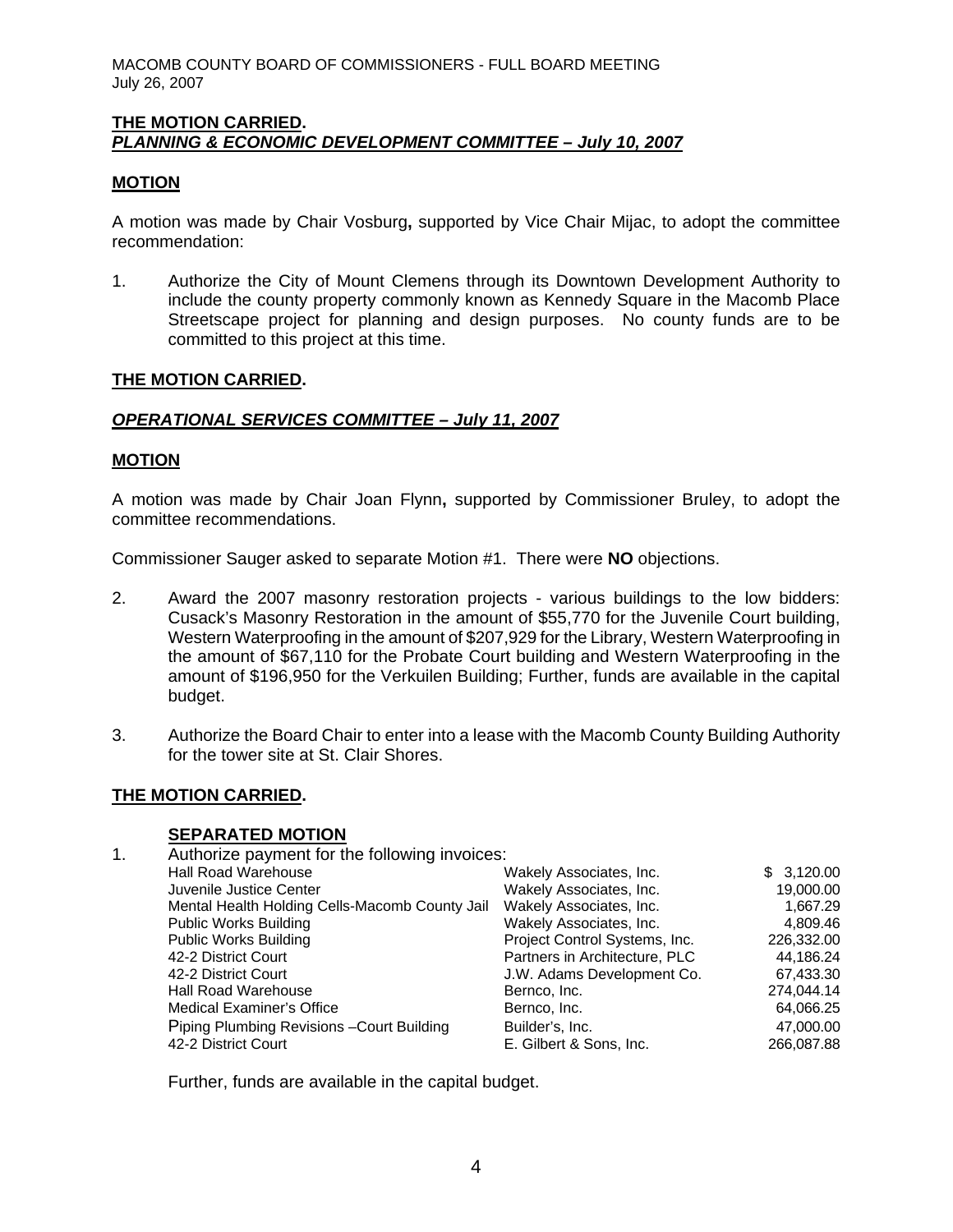**THE MOTION CARRIED.**

***PLANNING & ECONOMIC DEVELOPMENT COMMITTEE – July 10, 2007***

**MOTION**

A motion was made by Chair Vosburg**,** supported by Vice Chair Mijac, to adopt the committee recommendation:

1. Authorize the City of Mount Clemens through its Downtown Development Authority to include the county property commonly known as Kennedy Square in the Macomb Place Streetscape project for planning and design purposes. No county funds are to be committed to this project at this time.

**THE MOTION CARRIED.**

***OPERATIONAL SERVICES COMMITTEE – July 11, 2007***

**MOTION**

A motion was made by Chair Joan Flynn**,** supported by Commissioner Bruley, to adopt the committee recommendations.

Commissioner Sauger asked to separate Motion #1. There were **NO** objections.

2. Award the 2007 masonry restoration projects - various buildings to the low bidders: Cusack's Masonry Restoration in the amount of $55,770 for the Juvenile Court building, Western Waterproofing in the amount of $207,929 for the Library, Western Waterproofing in the amount of $67,110 for the Probate Court building and Western Waterproofing in the amount of $196,950 for the Verkuilen Building; Further, funds are available in the capital budget.

3. Authorize the Board Chair to enter into a lease with the Macomb County Building Authority for the tower site at St. Clair Shores.

**THE MOTION CARRIED.**

**SEPARATED MOTION**

1. Authorize payment for the following invoices:

| | | |
|---|---|---|
| Hall Road Warehouse | Wakely Associates, Inc. | $ 3,120.00 |
| Juvenile Justice Center | Wakely Associates, Inc. | 19,000.00 |
| Mental Health Holding Cells-Macomb County Jail | Wakely Associates, Inc. | 1,667.29 |
| Public Works Building | Wakely Associates, Inc. | 4,809.46 |
| Public Works Building | Project Control Systems, Inc. | 226,332.00 |
| 42-2 District Court | Partners in Architecture, PLC | 44,186.24 |
| 42-2 District Court | J.W. Adams Development Co. | 67,433.30 |
| Hall Road Warehouse | Bernco, Inc. | 274,044.14 |
| Medical Examiner's Office | Bernco, Inc. | 64,066.25 |
| Piping Plumbing Revisions –Court Building | Builder's, Inc. | 47,000.00 |
| 42-2 District Court | E. Gilbert & Sons, Inc. | 266,087.88 |

Further, funds are available in the capital budget.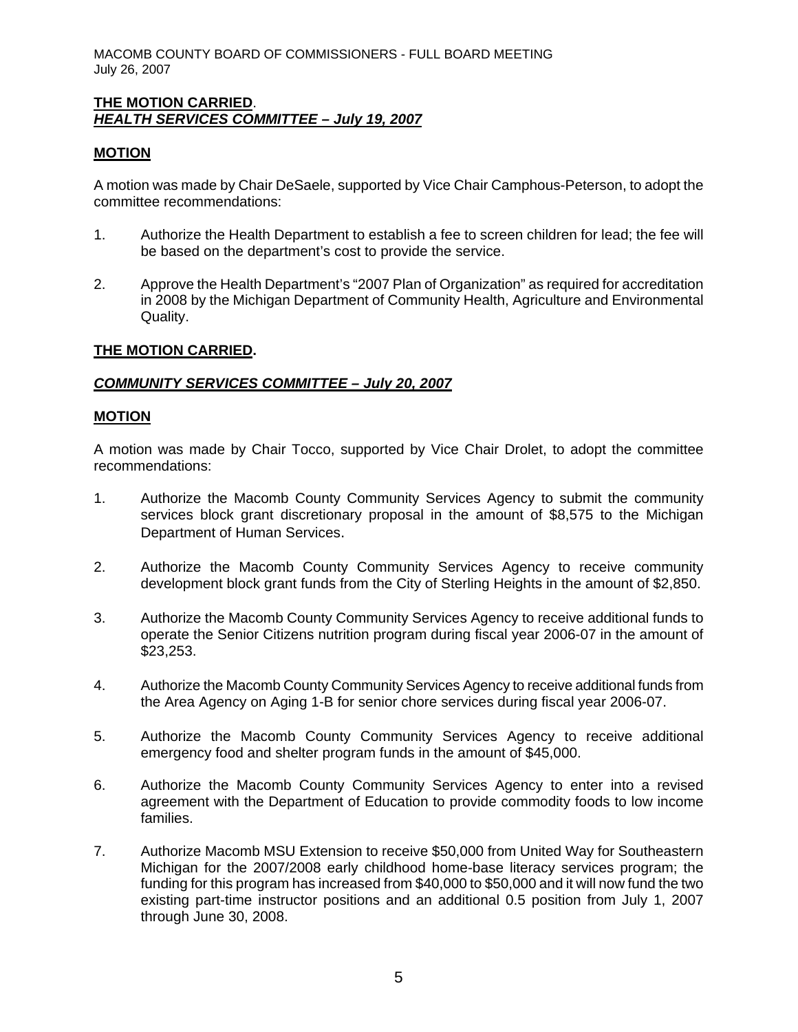**THE MOTION CARRIED**.

***HEALTH SERVICES COMMITTEE – July 19, 2007***

**MOTION**

A motion was made by Chair DeSaele, supported by Vice Chair Camphous-Peterson, to adopt the committee recommendations:

1. Authorize the Health Department to establish a fee to screen children for lead; the fee will be based on the department's cost to provide the service.

2. Approve the Health Department's "2007 Plan of Organization" as required for accreditation in 2008 by the Michigan Department of Community Health, Agriculture and Environmental Quality.

**THE MOTION CARRIED.**

***COMMUNITY SERVICES COMMITTEE – July 20, 2007***

**MOTION**

A motion was made by Chair Tocco, supported by Vice Chair Drolet, to adopt the committee recommendations:

1. Authorize the Macomb County Community Services Agency to submit the community services block grant discretionary proposal in the amount of $8,575 to the Michigan Department of Human Services.

2. Authorize the Macomb County Community Services Agency to receive community development block grant funds from the City of Sterling Heights in the amount of $2,850.

3. Authorize the Macomb County Community Services Agency to receive additional funds to operate the Senior Citizens nutrition program during fiscal year 2006-07 in the amount of $23,253.

4. Authorize the Macomb County Community Services Agency to receive additional funds from the Area Agency on Aging 1-B for senior chore services during fiscal year 2006-07.

5. Authorize the Macomb County Community Services Agency to receive additional emergency food and shelter program funds in the amount of $45,000.

6. Authorize the Macomb County Community Services Agency to enter into a revised agreement with the Department of Education to provide commodity foods to low income families.

7. Authorize Macomb MSU Extension to receive $50,000 from United Way for Southeastern Michigan for the 2007/2008 early childhood home-base literacy services program; the funding for this program has increased from $40,000 to $50,000 and it will now fund the two existing part-time instructor positions and an additional 0.5 position from July 1, 2007 through June 30, 2008.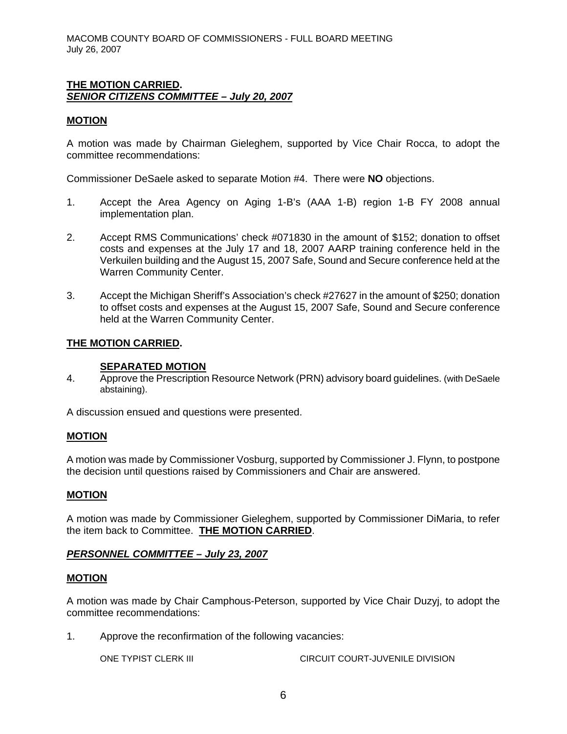**THE MOTION CARRIED.**
***SENIOR CITIZENS COMMITTEE – July 20, 2007***

**MOTION**

A motion was made by Chairman Gieleghem, supported by Vice Chair Rocca, to adopt the committee recommendations:

Commissioner DeSaele asked to separate Motion #4. There were **NO** objections.

1. Accept the Area Agency on Aging 1-B's (AAA 1-B) region 1-B FY 2008 annual implementation plan.

2. Accept RMS Communications' check #071830 in the amount of $152; donation to offset costs and expenses at the July 17 and 18, 2007 AARP training conference held in the Verkuilen building and the August 15, 2007 Safe, Sound and Secure conference held at the Warren Community Center.

3. Accept the Michigan Sheriff's Association's check #27627 in the amount of $250; donation to offset costs and expenses at the August 15, 2007 Safe, Sound and Secure conference held at the Warren Community Center.

**THE MOTION CARRIED.**

**SEPARATED MOTION**

4. Approve the Prescription Resource Network (PRN) advisory board guidelines. (with DeSaele abstaining).

A discussion ensued and questions were presented.

**MOTION**

A motion was made by Commissioner Vosburg, supported by Commissioner J. Flynn, to postpone the decision until questions raised by Commissioners and Chair are answered.

**MOTION**

A motion was made by Commissioner Gieleghem, supported by Commissioner DiMaria, to refer the item back to Committee. **THE MOTION CARRIED**.

***PERSONNEL COMMITTEE – July 23, 2007***

**MOTION**

A motion was made by Chair Camphous-Peterson, supported by Vice Chair Duzyj, to adopt the committee recommendations:

1. Approve the reconfirmation of the following vacancies:

| | |
|---|---|
| ONE TYPIST CLERK III | CIRCUIT COURT-JUVENILE DIVISION |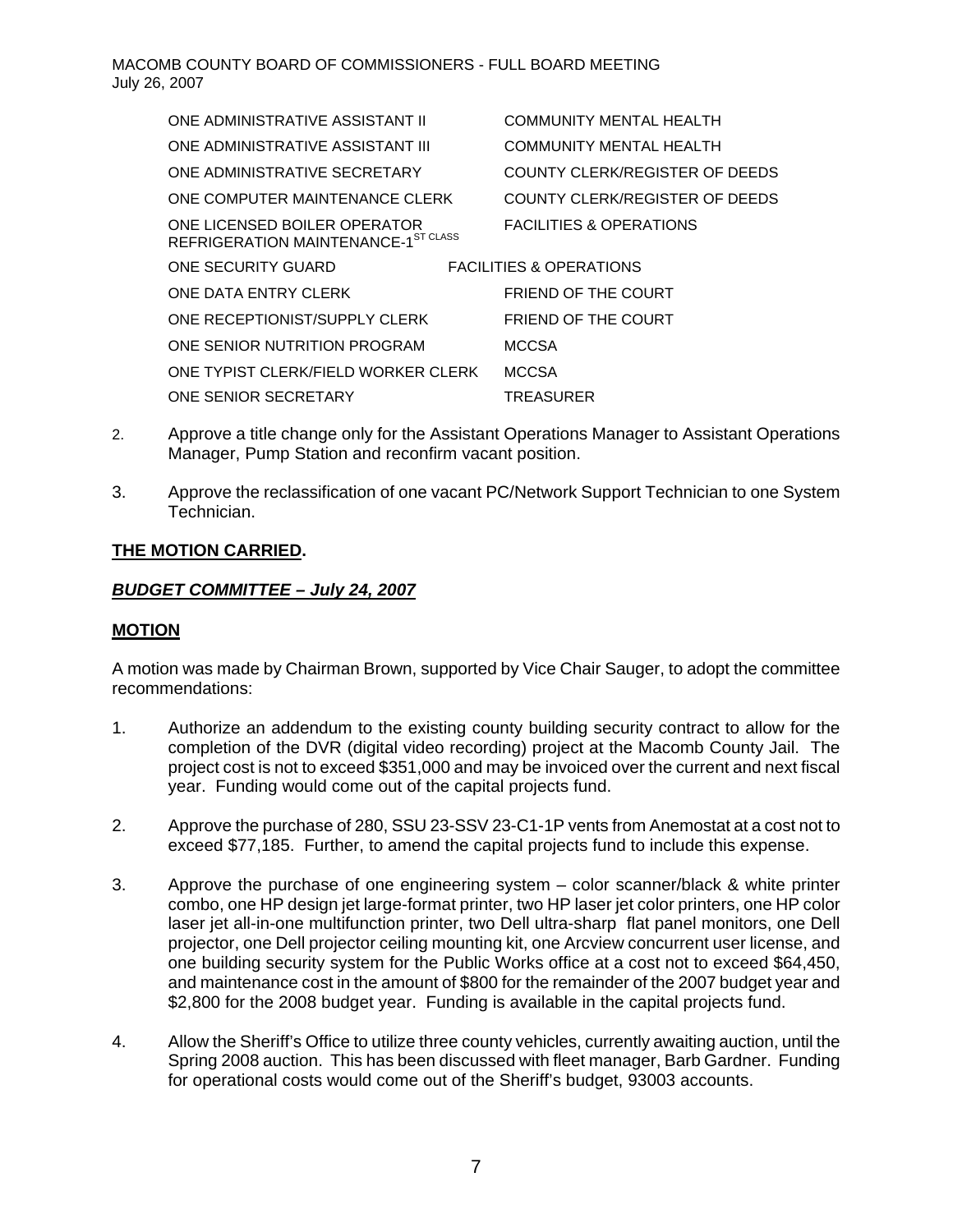| | |
|---|---|
| ONE ADMINISTRATIVE ASSISTANT II | COMMUNITY MENTAL HEALTH |
| ONE ADMINISTRATIVE ASSISTANT III | COMMUNITY MENTAL HEALTH |
| ONE ADMINISTRATIVE SECRETARY | COUNTY CLERK/REGISTER OF DEEDS |
| ONE COMPUTER MAINTENANCE CLERK | COUNTY CLERK/REGISTER OF DEEDS |
| ONE LICENSED BOILER OPERATOR REFRIGERATION MAINTENANCE-1ST CLASS | FACILITIES & OPERATIONS |
| ONE SECURITY GUARD | FACILITIES & OPERATIONS |
| ONE DATA ENTRY CLERK | FRIEND OF THE COURT |
| ONE RECEPTIONIST/SUPPLY CLERK | FRIEND OF THE COURT |
| ONE SENIOR NUTRITION PROGRAM | MCCSA |
| ONE TYPIST CLERK/FIELD WORKER CLERK | MCCSA |
| ONE SENIOR SECRETARY | TREASURER |

2. Approve a title change only for the Assistant Operations Manager to Assistant Operations Manager, Pump Station and reconfirm vacant position.

3. Approve the reclassification of one vacant PC/Network Support Technician to one System Technician.

**<u>THE MOTION CARRIED</u>.**

***<u>BUDGET COMMITTEE – July 24, 2007</u>***

**<u>MOTION</u>**

A motion was made by Chairman Brown, supported by Vice Chair Sauger, to adopt the committee recommendations:

1. Authorize an addendum to the existing county building security contract to allow for the completion of the DVR (digital video recording) project at the Macomb County Jail. The project cost is not to exceed $351,000 and may be invoiced over the current and next fiscal year. Funding would come out of the capital projects fund.

2. Approve the purchase of 280, SSU 23-SSV 23-C1-1P vents from Anemostat at a cost not to exceed $77,185. Further, to amend the capital projects fund to include this expense.

3. Approve the purchase of one engineering system – color scanner/black & white printer combo, one HP design jet large-format printer, two HP laser jet color printers, one HP color laser jet all-in-one multifunction printer, two Dell ultra-sharp flat panel monitors, one Dell projector, one Dell projector ceiling mounting kit, one Arcview concurrent user license, and one building security system for the Public Works office at a cost not to exceed $64,450, and maintenance cost in the amount of $800 for the remainder of the 2007 budget year and $2,800 for the 2008 budget year. Funding is available in the capital projects fund.

4. Allow the Sheriff's Office to utilize three county vehicles, currently awaiting auction, until the Spring 2008 auction. This has been discussed with fleet manager, Barb Gardner. Funding for operational costs would come out of the Sheriff's budget, 93003 accounts.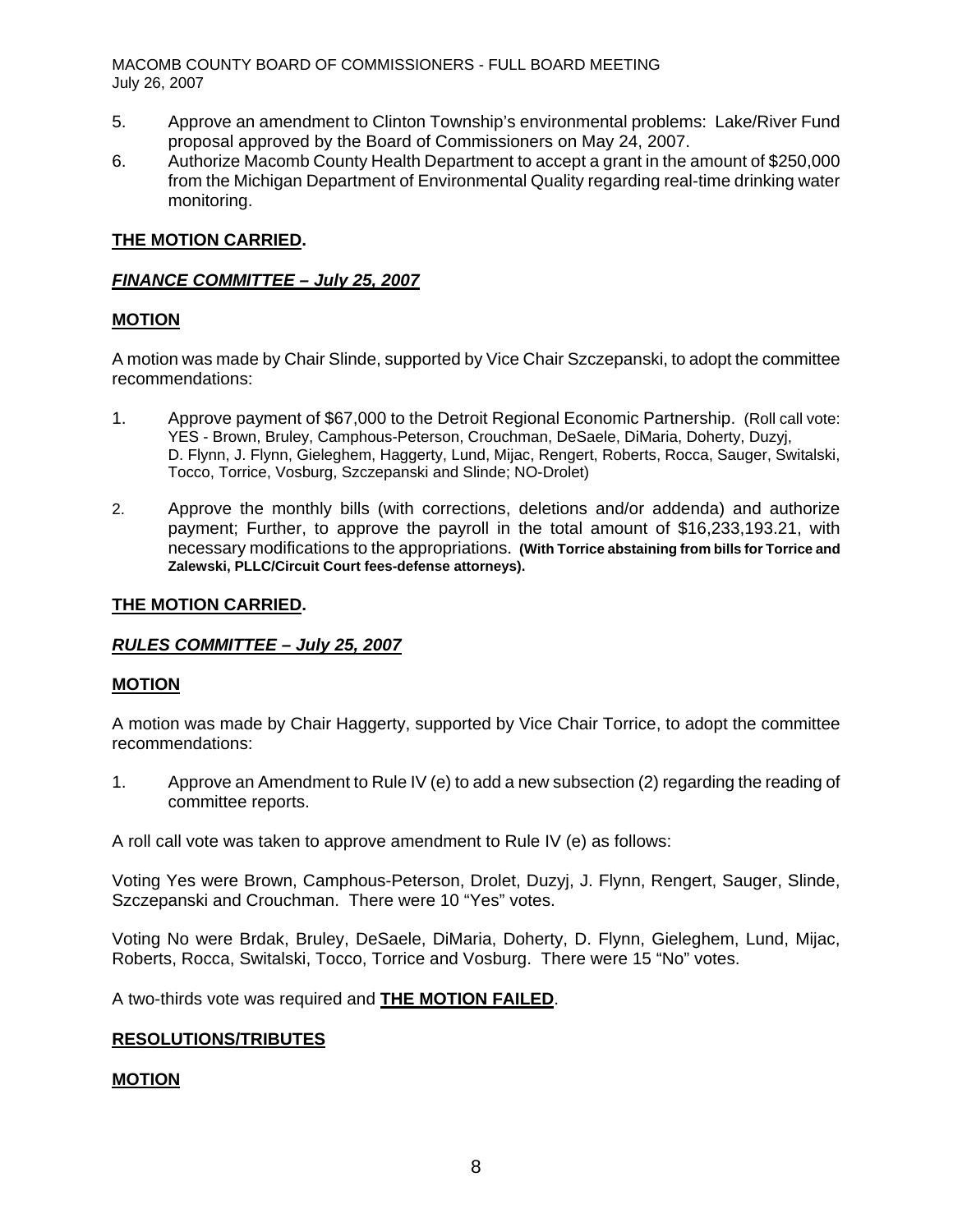5. Approve an amendment to Clinton Township's environmental problems: Lake/River Fund proposal approved by the Board of Commissioners on May 24, 2007.
6. Authorize Macomb County Health Department to accept a grant in the amount of $250,000 from the Michigan Department of Environmental Quality regarding real-time drinking water monitoring.

**THE MOTION CARRIED.**

***FINANCE COMMITTEE – July 25, 2007***

**MOTION**

A motion was made by Chair Slinde, supported by Vice Chair Szczepanski, to adopt the committee recommendations:

1. Approve payment of $67,000 to the Detroit Regional Economic Partnership. (Roll call vote: YES - Brown, Bruley, Camphous-Peterson, Crouchman, DeSaele, DiMaria, Doherty, Duzyj, D. Flynn, J. Flynn, Gieleghem, Haggerty, Lund, Mijac, Rengert, Roberts, Rocca, Sauger, Switalski, Tocco, Torrice, Vosburg, Szczepanski and Slinde; NO-Drolet)

2. Approve the monthly bills (with corrections, deletions and/or addenda) and authorize payment; Further, to approve the payroll in the total amount of $16,233,193.21, with necessary modifications to the appropriations. **(With Torrice abstaining from bills for Torrice and Zalewski, PLLC/Circuit Court fees-defense attorneys).**

**THE MOTION CARRIED.**

***RULES COMMITTEE – July 25, 2007***

**MOTION**

A motion was made by Chair Haggerty, supported by Vice Chair Torrice, to adopt the committee recommendations:

1. Approve an Amendment to Rule IV (e) to add a new subsection (2) regarding the reading of committee reports.

A roll call vote was taken to approve amendment to Rule IV (e) as follows:

Voting Yes were Brown, Camphous-Peterson, Drolet, Duzyj, J. Flynn, Rengert, Sauger, Slinde, Szczepanski and Crouchman. There were 10 "Yes" votes.

Voting No were Brdak, Bruley, DeSaele, DiMaria, Doherty, D. Flynn, Gieleghem, Lund, Mijac, Roberts, Rocca, Switalski, Tocco, Torrice and Vosburg. There were 15 "No" votes.

A two-thirds vote was required and **THE MOTION FAILED**.

**RESOLUTIONS/TRIBUTES**

**MOTION**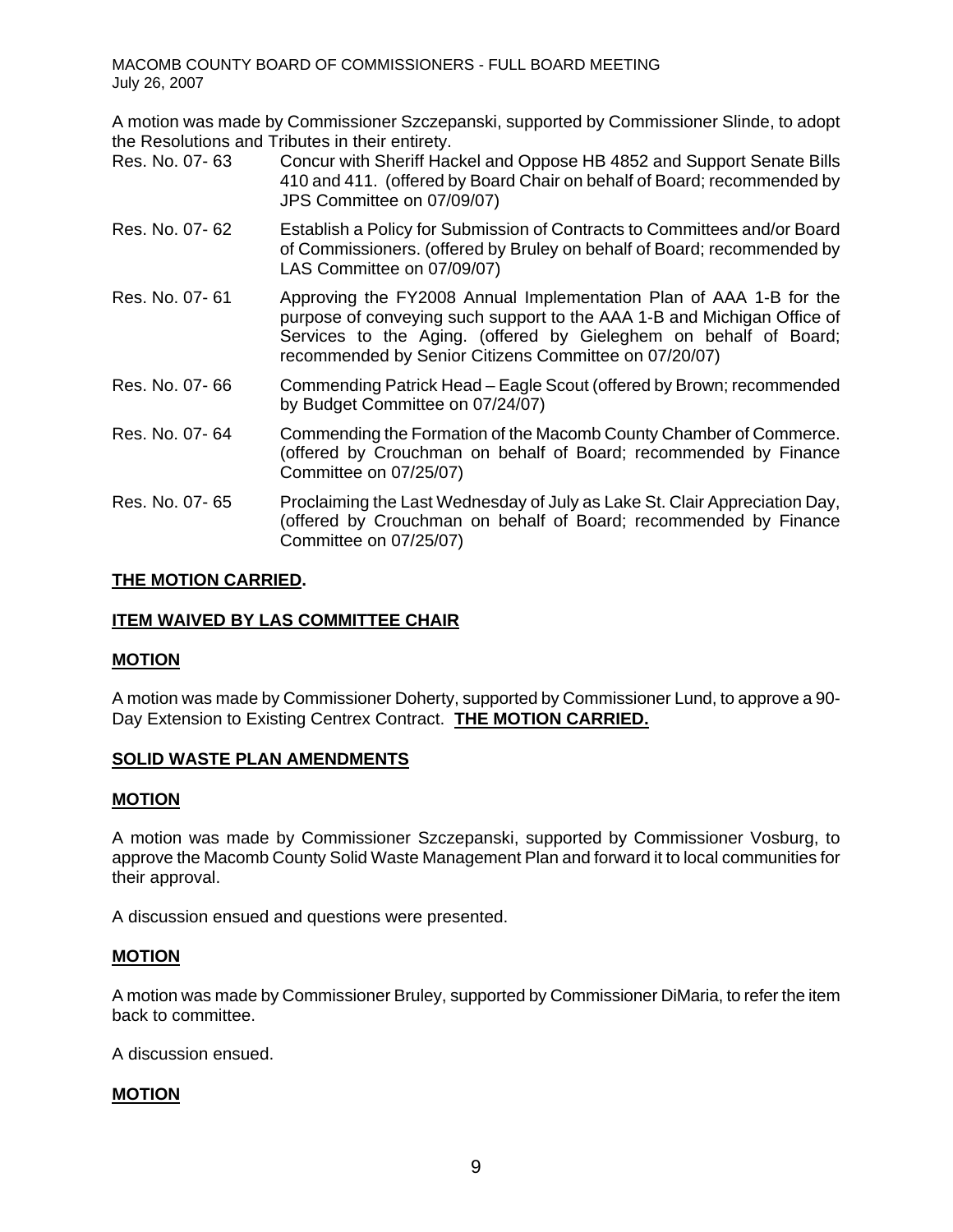A motion was made by Commissioner Szczepanski, supported by Commissioner Slinde, to adopt the Resolutions and Tributes in their entirety.

| | |
|---|---|
| Res. No. 07- 63 | Concur with Sheriff Hackel and Oppose HB 4852 and Support Senate Bills 410 and 411. (offered by Board Chair on behalf of Board; recommended by JPS Committee on 07/09/07) |
| Res. No. 07- 62 | Establish a Policy for Submission of Contracts to Committees and/or Board of Commissioners. (offered by Bruley on behalf of Board; recommended by LAS Committee on 07/09/07) |
| Res. No. 07- 61 | Approving the FY2008 Annual Implementation Plan of AAA 1-B for the purpose of conveying such support to the AAA 1-B and Michigan Office of Services to the Aging. (offered by Gieleghem on behalf of Board; recommended by Senior Citizens Committee on 07/20/07) |
| Res. No. 07- 66 | Commending Patrick Head – Eagle Scout (offered by Brown; recommended by Budget Committee on 07/24/07) |
| Res. No. 07- 64 | Commending the Formation of the Macomb County Chamber of Commerce. (offered by Crouchman on behalf of Board; recommended by Finance Committee on 07/25/07) |
| Res. No. 07- 65 | Proclaiming the Last Wednesday of July as Lake St. Clair Appreciation Day, (offered by Crouchman on behalf of Board; recommended by Finance Committee on 07/25/07) |

**THE MOTION CARRIED.**

**ITEM WAIVED BY LAS COMMITTEE CHAIR**

**MOTION**

A motion was made by Commissioner Doherty, supported by Commissioner Lund, to approve a 90-Day Extension to Existing Centrex Contract. **THE MOTION CARRIED.**

**SOLID WASTE PLAN AMENDMENTS**

**MOTION**

A motion was made by Commissioner Szczepanski, supported by Commissioner Vosburg, to approve the Macomb County Solid Waste Management Plan and forward it to local communities for their approval.

A discussion ensued and questions were presented.

**MOTION**

A motion was made by Commissioner Bruley, supported by Commissioner DiMaria, to refer the item back to committee.

A discussion ensued.

**MOTION**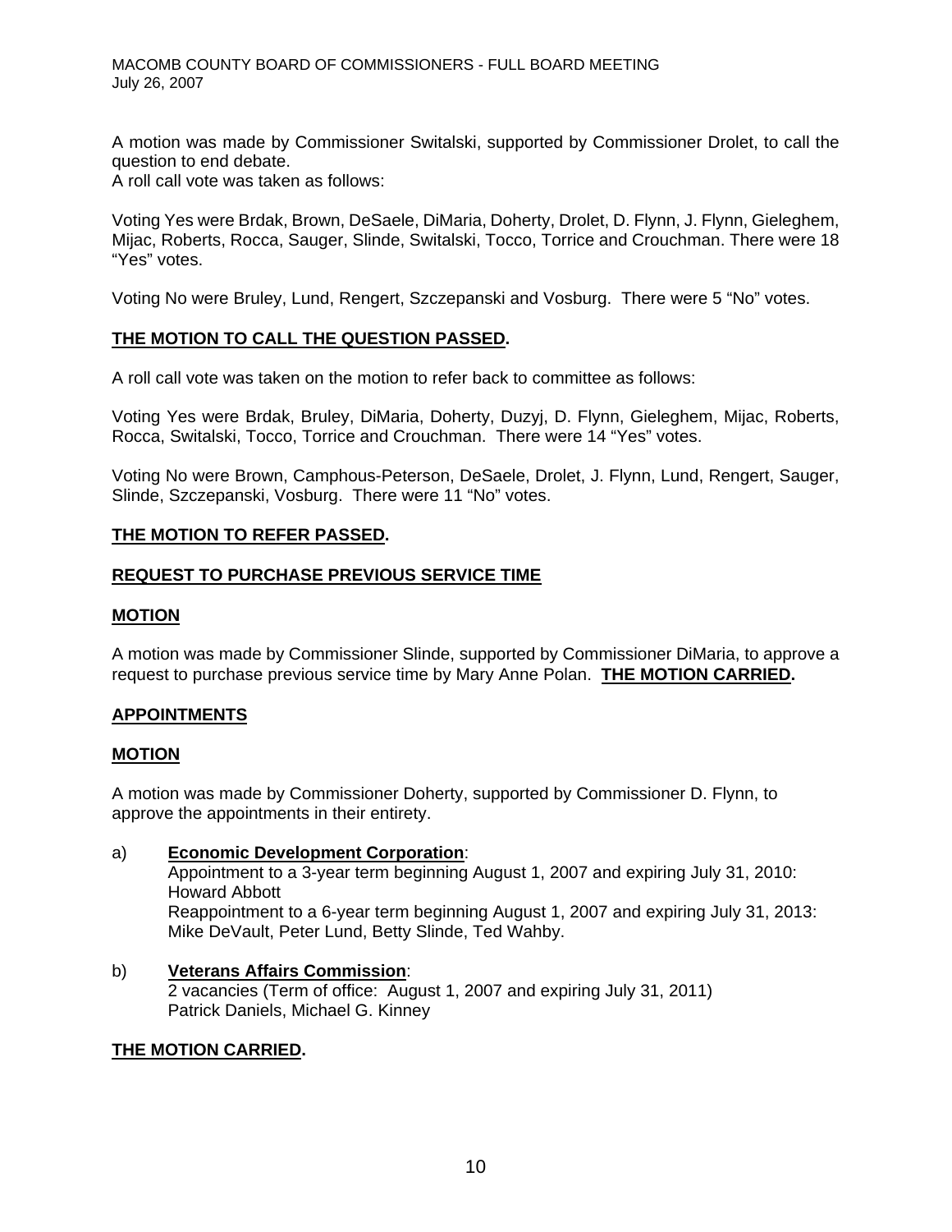A motion was made by Commissioner Switalski, supported by Commissioner Drolet, to call the question to end debate.
A roll call vote was taken as follows:

Voting Yes were Brdak, Brown, DeSaele, DiMaria, Doherty, Drolet, D. Flynn, J. Flynn, Gieleghem, Mijac, Roberts, Rocca, Sauger, Slinde, Switalski, Tocco, Torrice and Crouchman. There were 18 "Yes" votes.

Voting No were Bruley, Lund, Rengert, Szczepanski and Vosburg. There were 5 "No" votes.

**THE MOTION TO CALL THE QUESTION PASSED.**

A roll call vote was taken on the motion to refer back to committee as follows:

Voting Yes were Brdak, Bruley, DiMaria, Doherty, Duzyj, D. Flynn, Gieleghem, Mijac, Roberts, Rocca, Switalski, Tocco, Torrice and Crouchman. There were 14 "Yes" votes.

Voting No were Brown, Camphous-Peterson, DeSaele, Drolet, J. Flynn, Lund, Rengert, Sauger, Slinde, Szczepanski, Vosburg. There were 11 "No" votes.

**THE MOTION TO REFER PASSED.**

**REQUEST TO PURCHASE PREVIOUS SERVICE TIME**

**MOTION**

A motion was made by Commissioner Slinde, supported by Commissioner DiMaria, to approve a request to purchase previous service time by Mary Anne Polan. **THE MOTION CARRIED.**

**APPOINTMENTS**

**MOTION**

A motion was made by Commissioner Doherty, supported by Commissioner D. Flynn, to approve the appointments in their entirety.

a) **Economic Development Corporation**:
Appointment to a 3-year term beginning August 1, 2007 and expiring July 31, 2010: Howard Abbott
Reappointment to a 6-year term beginning August 1, 2007 and expiring July 31, 2013: Mike DeVault, Peter Lund, Betty Slinde, Ted Wahby.

b) **Veterans Affairs Commission**:
2 vacancies (Term of office: August 1, 2007 and expiring July 31, 2011)
Patrick Daniels, Michael G. Kinney

**THE MOTION CARRIED.**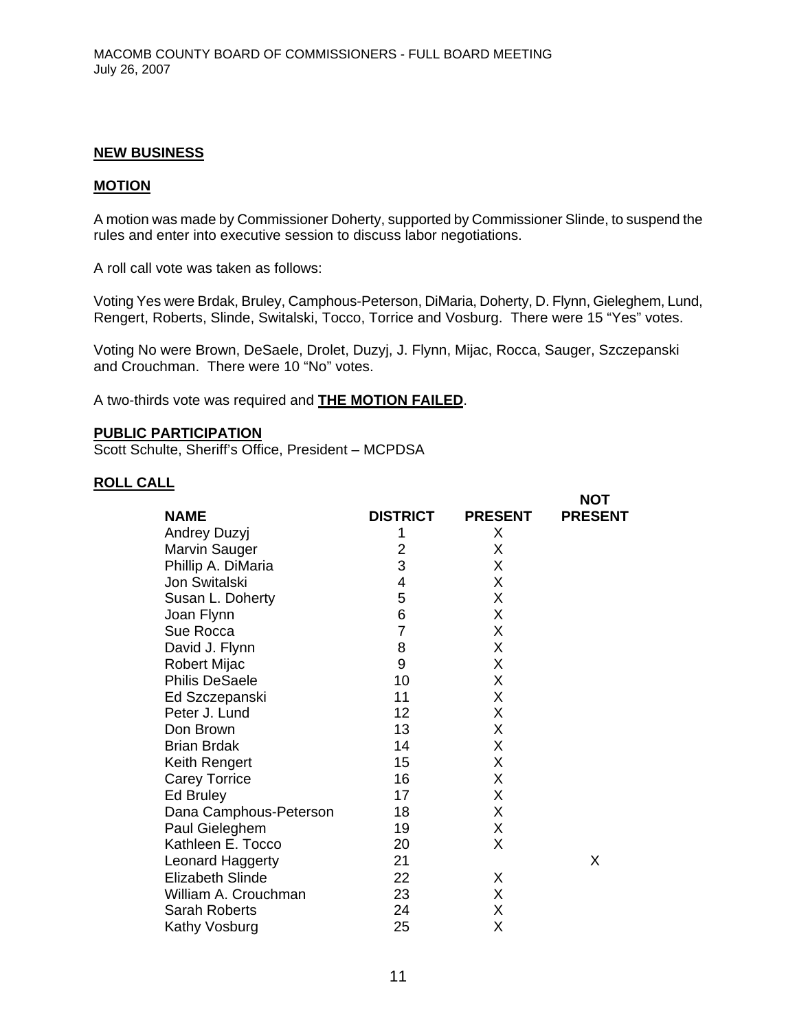## NEW BUSINESS

## MOTION

A motion was made by Commissioner Doherty, supported by Commissioner Slinde, to suspend the rules and enter into executive session to discuss labor negotiations.

A roll call vote was taken as follows:

Voting Yes were Brdak, Bruley, Camphous-Peterson, DiMaria, Doherty, D. Flynn, Gieleghem, Lund, Rengert, Roberts, Slinde, Switalski, Tocco, Torrice and Vosburg. There were 15 "Yes" votes.

Voting No were Brown, DeSaele, Drolet, Duzyj, J. Flynn, Mijac, Rocca, Sauger, Szczepanski and Crouchman. There were 10 "No" votes.

A two-thirds vote was required and **THE MOTION FAILED**.

## PUBLIC PARTICIPATION

Scott Schulte, Sheriff's Office, President – MCPDSA

## ROLL CALL

| NAME | DISTRICT | PRESENT | NOT PRESENT |
|---|---|---|---|
| Andrey Duzyj | 1 | X | |
| Marvin Sauger | 2 | X | |
| Phillip A. DiMaria | 3 | X | |
| Jon Switalski | 4 | X | |
| Susan L. Doherty | 5 | X | |
| Joan Flynn | 6 | X | |
| Sue Rocca | 7 | X | |
| David J. Flynn | 8 | X | |
| Robert Mijac | 9 | X | |
| Philis DeSaele | 10 | X | |
| Ed Szczepanski | 11 | X | |
| Peter J. Lund | 12 | X | |
| Don Brown | 13 | X | |
| Brian Brdak | 14 | X | |
| Keith Rengert | 15 | X | |
| Carey Torrice | 16 | X | |
| Ed Bruley | 17 | X | |
| Dana Camphous-Peterson | 18 | X | |
| Paul Gieleghem | 19 | X | |
| Kathleen E. Tocco | 20 | X | |
| Leonard Haggerty | 21 | | X |
| Elizabeth Slinde | 22 | X | |
| William A. Crouchman | 23 | X | |
| Sarah Roberts | 24 | X | |
| Kathy Vosburg | 25 | X | |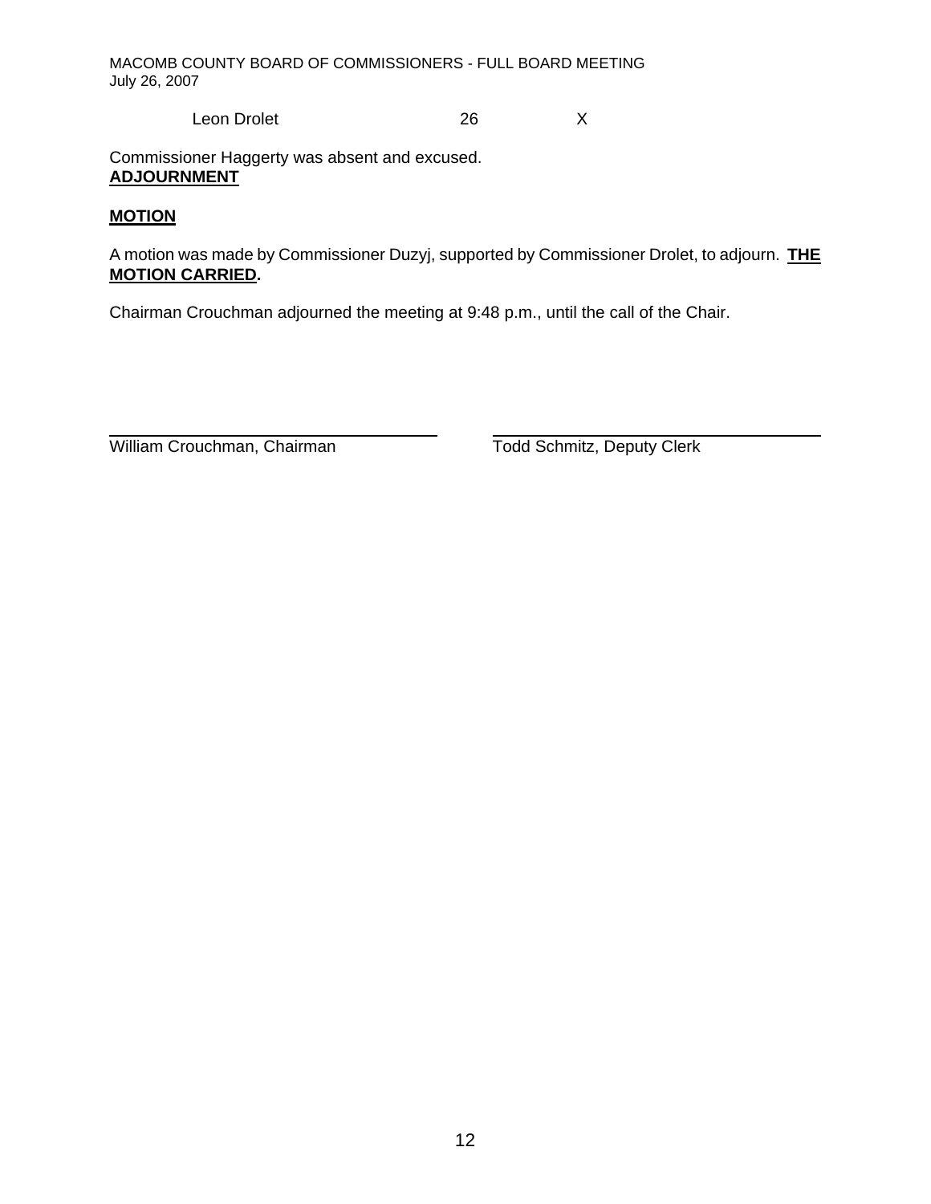| | | |
|---|---|---|
| Leon Drolet | 26 | X |

Commissioner Haggerty was absent and excused.

**ADJOURNMENT**

**MOTION**

A motion was made by Commissioner Duzyj, supported by Commissioner Drolet, to adjourn. **THE MOTION CARRIED.**

Chairman Crouchman adjourned the meeting at 9:48 p.m., until the call of the Chair.

William Crouchman, Chairman

Todd Schmitz, Deputy Clerk